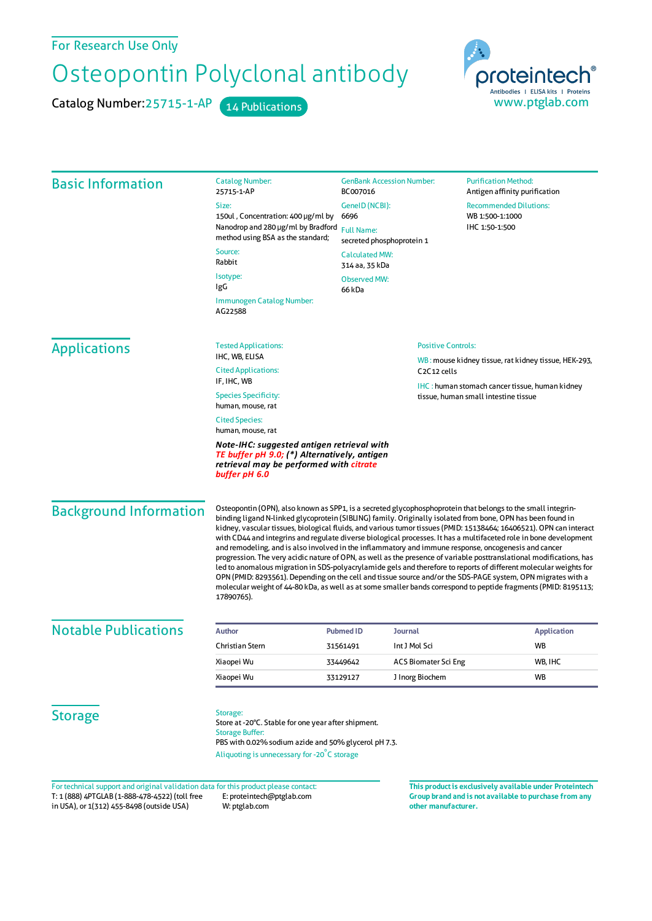For Research Use Only

# Osteopontin Polyclonal antibody

Catalog Number: 25715-1-AP    14 Publications

proteintech® Antibodies | ELISA kits | Proteins
www.ptglab.com

## Basic Information

**Catalog Number:**
25715-1-AP

**Size:**
150ul , Concentration: 400 μg/ml by Nanodrop and 280 μg/ml by Bradford method using BSA as the standard;

**Source:**
Rabbit

**Isotype:**
IgG

**Immunogen Catalog Number:**
AG22588

**GenBank Accession Number:**
BC007016

**GeneID (NCBI):**
6696

**Full Name:**
secreted phosphoprotein 1

**Calculated MW:**
314 aa, 35 kDa

**Observed MW:**
66 kDa

**Purification Method:**
Antigen affinity purification

**Recommended Dilutions:**
WB 1:500-1:1000
IHC 1:50-1:500

## Applications

**Tested Applications:**
IHC, WB, ELISA

**Cited Applications:**
IF, IHC, WB

**Species Specificity:**
human, mouse, rat

**Cited Species:**
human, mouse, rat

***Note-IHC: suggested antigen retrieval with TE buffer pH 9.0; (\*) Alternatively, antigen retrieval may be performed with citrate buffer pH 6.0***

**Positive Controls:**

WB : mouse kidney tissue, rat kidney tissue, HEK-293, C2C12 cells

IHC : human stomach cancer tissue, human kidney tissue, human small intestine tissue

## Background Information

Osteopontin (OPN), also known as SPP1, is a secreted glycophosphoprotein that belongs to the small integrin-binding ligand N-linked glycoprotein (SIBLING) family. Originally isolated from bone, OPN has been found in kidney, vascular tissues, biological fluids, and various tumor tissues (PMID: 15138464; 16406521). OPN can interact with CD44 and integrins and regulate diverse biological processes. It has a multifaceted role in bone development and remodeling, and is also involved in the inflammatory and immune response, oncogenesis and cancer progression. The very acidic nature of OPN, as well as the presence of variable posttranslational modifications, has led to anomalous migration in SDS-polyacrylamide gels and therefore to reports of different molecular weights for OPN (PMID: 8293561). Depending on the cell and tissue source and/or the SDS-PAGE system, OPN migrates with a molecular weight of 44-80 kDa, as well as at some smaller bands correspond to peptide fragments (PMID: 8195113; 17890765).

## Notable Publications

| Author | Pubmed ID | Journal | Application |
|---|---|---|---|
| Christian Stern | 31561491 | Int J Mol Sci | WB |
| Xiaopei Wu | 33449642 | ACS Biomater Sci Eng | WB, IHC |
| Xiaopei Wu | 33129127 | J Inorg Biochem | WB |

## Storage

**Storage:**
Store at -20°C. Stable for one year after shipment.

**Storage Buffer:**
PBS with 0.02% sodium azide and 50% glycerol pH 7.3.

Aliquoting is unnecessary for -20°C storage

For technical support and original validation data for this product please contact:
T: 1 (888) 4PTGLAB (1-888-478-4522) (toll free in USA), or 1(312) 455-8498 (outside USA)
E: proteintech@ptglab.com
W: ptglab.com

**This product is exclusively available under Proteintech Group brand and is not available to purchase from any other manufacturer.**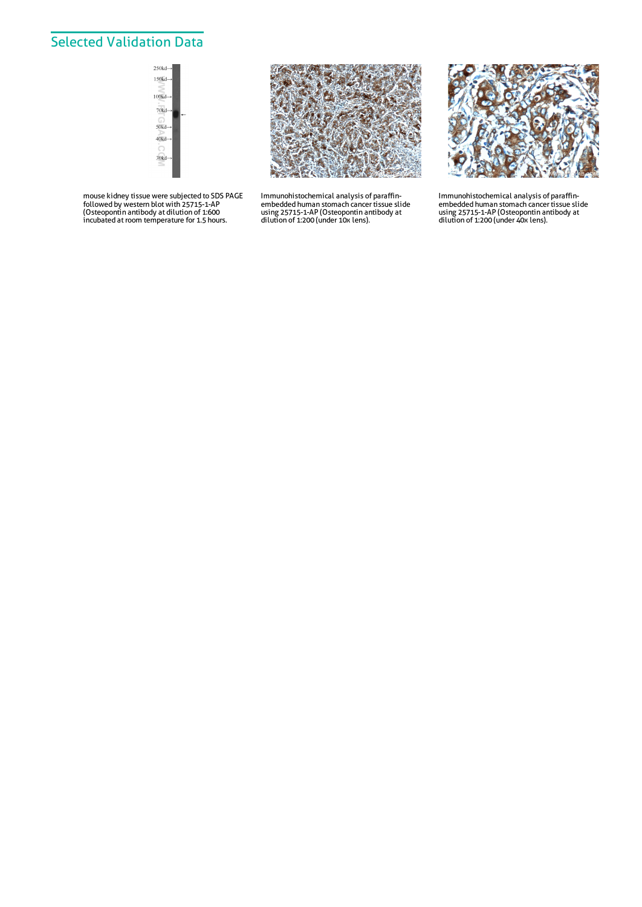## Selected Validation Data

250kd→
150kd→
100kd→
70kd→
50kd→
40kd→
30kd→

mouse kidney tissue were subjected to SDS PAGE followed by western blot with 25715-1-AP (Osteopontin antibody at dilution of 1:600 incubated at room temperature for 1.5 hours.

Immunohistochemical analysis of paraffin-embedded human stomach cancer tissue slide using 25715-1-AP (Osteopontin antibody at dilution of 1:200 (under 10x lens).

Immunohistochemical analysis of paraffin-embedded human stomach cancer tissue slide using 25715-1-AP (Osteopontin antibody at dilution of 1:200 (under 40x lens).